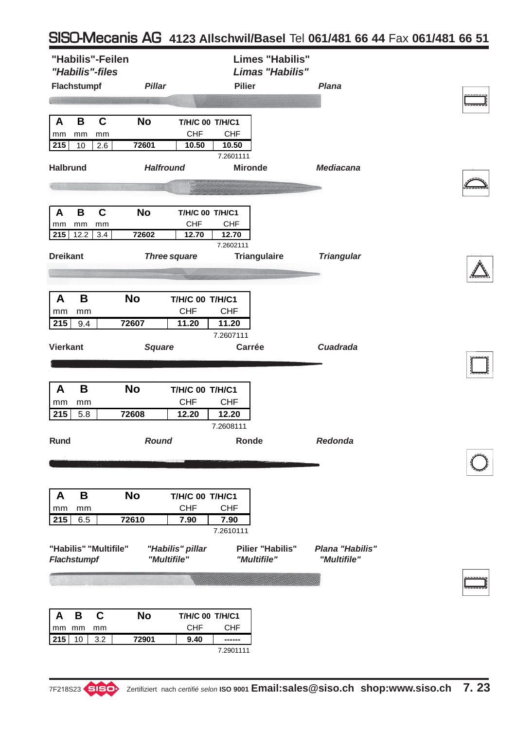# SISO-Mecanis AG 4123 Allschwil/Basel Tel 061/481 66 44 Fax 061/481 66 51

## "Habilis"-Feilen / *"Habilis"-files* / Limes "Habilis" / *Limas "Habilis"*

**Flachstumpf** — ***Pillar*** — **Pilier** — ***Plana***

| A | B | C | No | T/H/C 00 | T/H/C1 |
|---|---|---|---|---|---|
| mm | mm | mm | | CHF | CHF |
| 215 | 10 | 2.6 | 72601 | 10.50 | 10.50 |

7.2601111

**Halbrund** — ***Halfround*** — **Mironde** — ***Mediacana***

| A | B | C | No | T/H/C 00 | T/H/C1 |
|---|---|---|---|---|---|
| mm | mm | mm | | CHF | CHF |
| 215 | 12.2 | 3.4 | 72602 | 12.70 | 12.70 |

7.2602111

**Dreikant** — ***Three square*** — **Triangulaire** — ***Triangular***

| A | B | No | T/H/C 00 | T/H/C1 |
|---|---|---|---|---|
| mm | mm | | CHF | CHF |
| 215 | 9.4 | 72607 | 11.20 | 11.20 |

7.2607111

**Vierkant** — ***Square*** — **Carrée** — ***Cuadrada***

| A | B | No | T/H/C 00 | T/H/C1 |
|---|---|---|---|---|
| mm | mm | | CHF | CHF |
| 215 | 5.8 | 72608 | 12.20 | 12.20 |

7.2608111

**Rund** — ***Round*** — **Ronde** — ***Redonda***

| A | B | No | T/H/C 00 | T/H/C1 |
|---|---|---|---|---|
| mm | mm | | CHF | CHF |
| 215 | 6.5 | 72610 | 7.90 | 7.90 |

7.2610111

**"Habilis" "Multifile" *Flachstumpf*** — ***"Habilis" pillar "Multifile"*** — **Pilier "Habilis" *"Multifile"*** — ***Plana "Habilis" "Multifile"***

| A | B | C | No | T/H/C 00 | T/H/C1 |
|---|---|---|---|---|---|
| mm | mm | mm | | CHF | CHF |
| 215 | 10 | 3.2 | 72901 | 9.40 | ------ |

7.2901111

7F218S23 SISO Zertifiziert nach *certifié selon* ISO 9001 **Email:sales@siso.ch shop:www.siso.ch**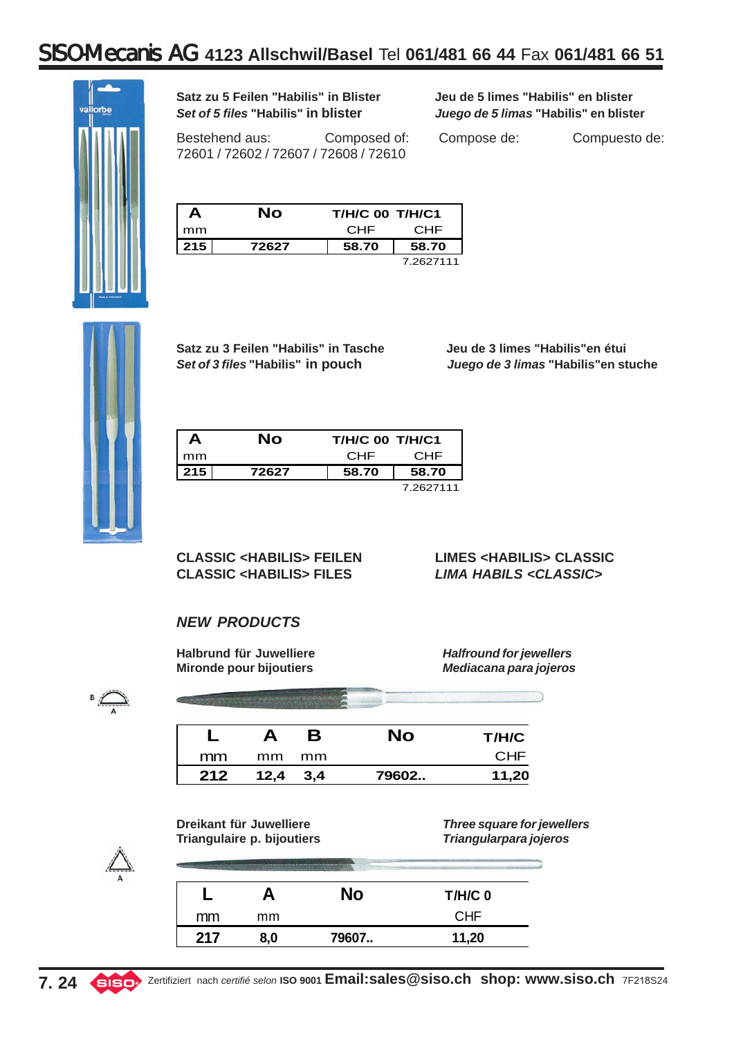**Satz zu 5 Feilen "Habilis" in Blister**
***Set of 5 files* "Habilis" in blister**

**Jeu de 5 limes "Habilis" en blister**
***Juego de 5 limas* "Habilis" en blister**

Bestehend aus: Composed of: Compose de: Compuesto de:
72601 / 72602 / 72607 / 72608 / 72610

| A | No | T/H/C 00 | T/H/C1 |
|---|---|---|---|
| mm | | CHF | CHF |
| **215** | **72627** | **58.70** | **58.70** |

7.2627111

**Satz zu 3 Feilen "Habilis" in Tasche**
***Set of 3 files* "Habilis" in pouch**

**Jeu de 3 limes "Habilis"en étui**
***Juego de 3 limas* "Habilis"en stuche**

| A | No | T/H/C 00 | T/H/C1 |
|---|---|---|---|
| mm | | CHF | CHF |
| **215** | **72627** | **58.70** | **58.70** |

7.2627111

**CLASSIC <HABILIS> FEILEN**
**CLASSIC <HABILIS> FILES**

**LIMES <HABILIS> CLASSIC**
***LIMA HABILS <CLASSIC>***

***NEW PRODUCTS***

**Halbrund für Juwelliere**
**Mironde pour bijoutiers**

***Halfround for jewellers***
***Mediacana para jojeros***

B
A

| L | A | B | No | T/H/C |
|---|---|---|---|---|
| mm | mm | mm | | CHF |
| **212** | **12,4** | **3,4** | **79602..** | **11,20** |

**Dreikant für Juwelliere**
**Triangulaire p. bijoutiers**

***Three square for jewellers***
***Triangularpara jojeros***

A

| L | A | No | T/H/C 0 |
|---|---|---|---|
| mm | mm | | CHF |
| **217** | **8,0** | **79607..** | **11,20** |